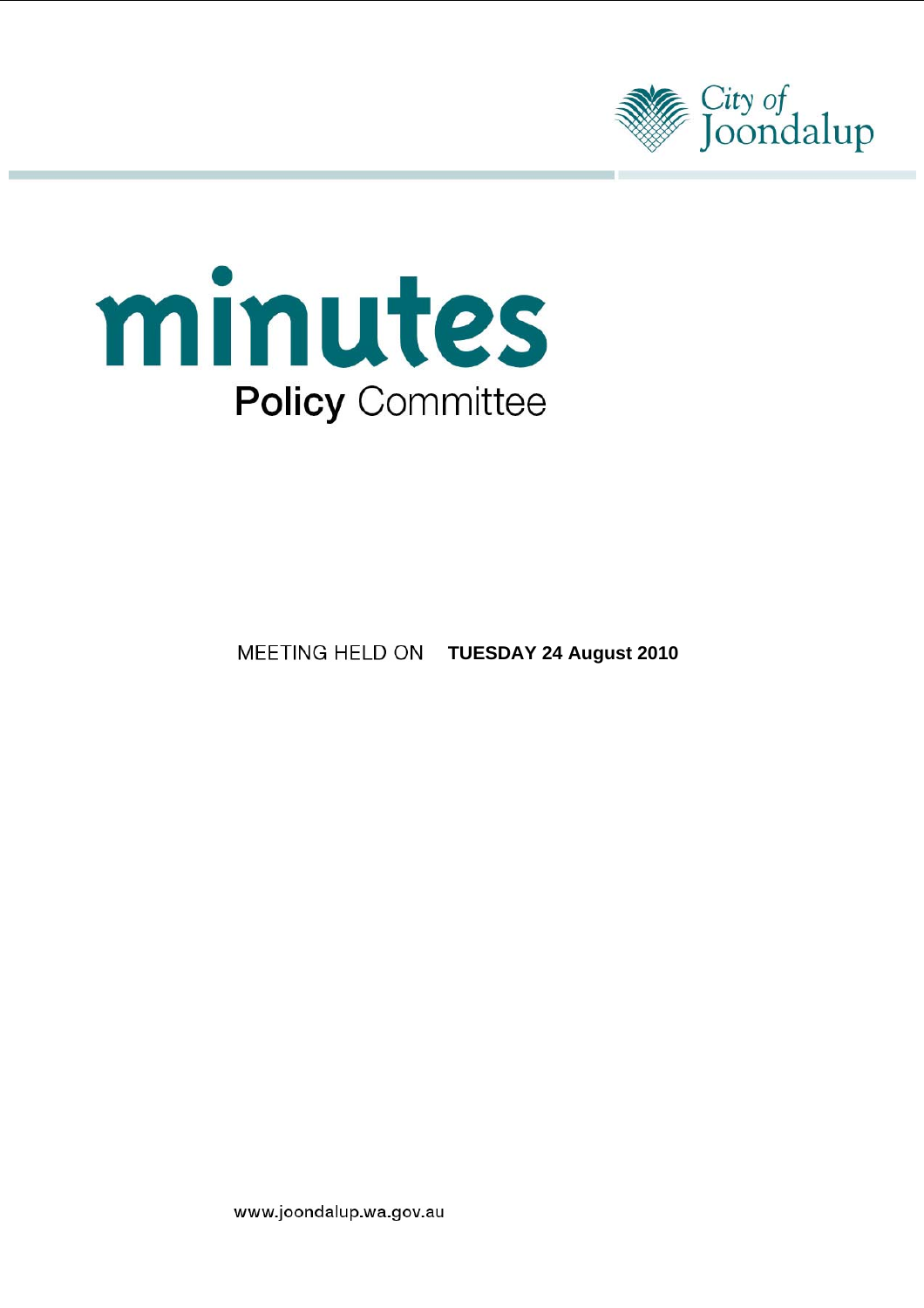City of Joondalup

# minutes

## Policy Committee

MEETING HELD ON **TUESDAY 24 August 2010**

www.joondalup.wa.gov.au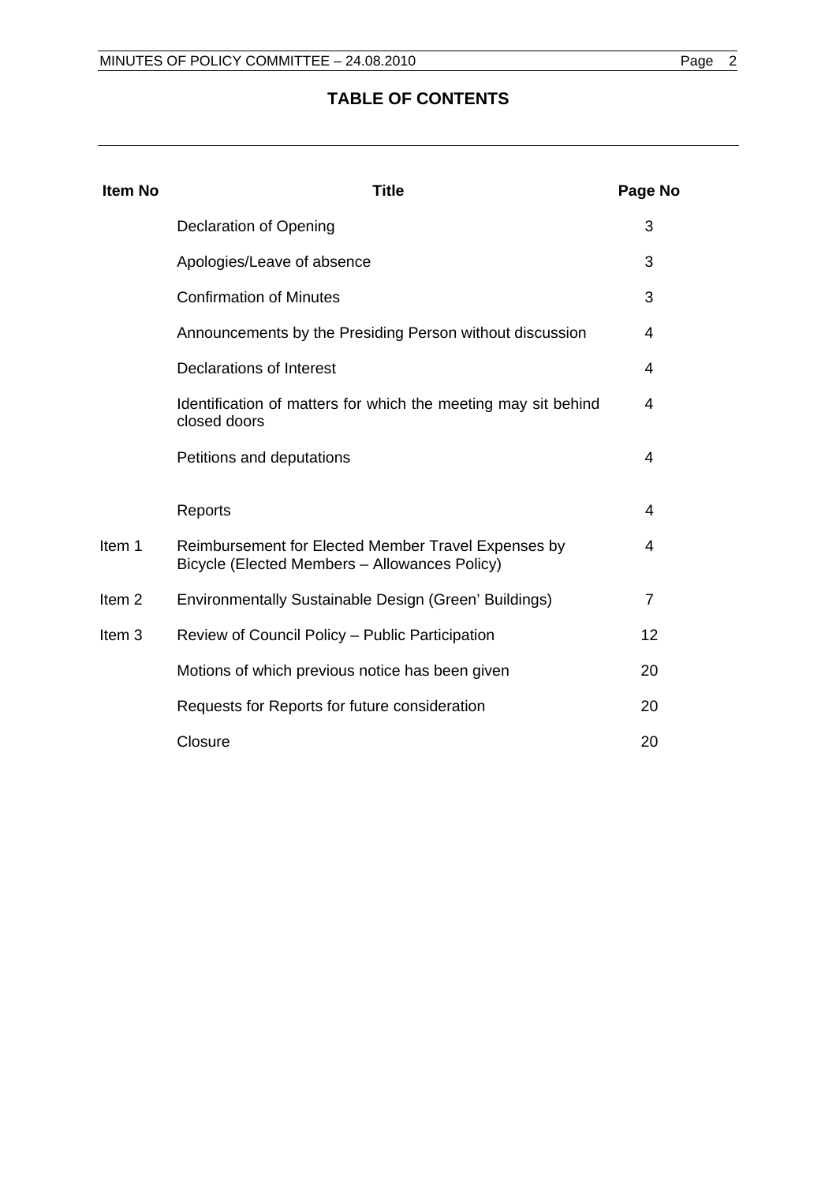## TABLE OF CONTENTS

| Item No | Title | Page No |
|---|---|---|
| | Declaration of Opening | 3 |
| | Apologies/Leave of absence | 3 |
| | Confirmation of Minutes | 3 |
| | Announcements by the Presiding Person without discussion | 4 |
| | Declarations of Interest | 4 |
| | Identification of matters for which the meeting may sit behind closed doors | 4 |
| | Petitions and deputations | 4 |
| | Reports | 4 |
| Item 1 | Reimbursement for Elected Member Travel Expenses by Bicycle (Elected Members – Allowances Policy) | 4 |
| Item 2 | Environmentally Sustainable Design (Green' Buildings) | 7 |
| Item 3 | Review of Council Policy – Public Participation | 12 |
| | Motions of which previous notice has been given | 20 |
| | Requests for Reports for future consideration | 20 |
| | Closure | 20 |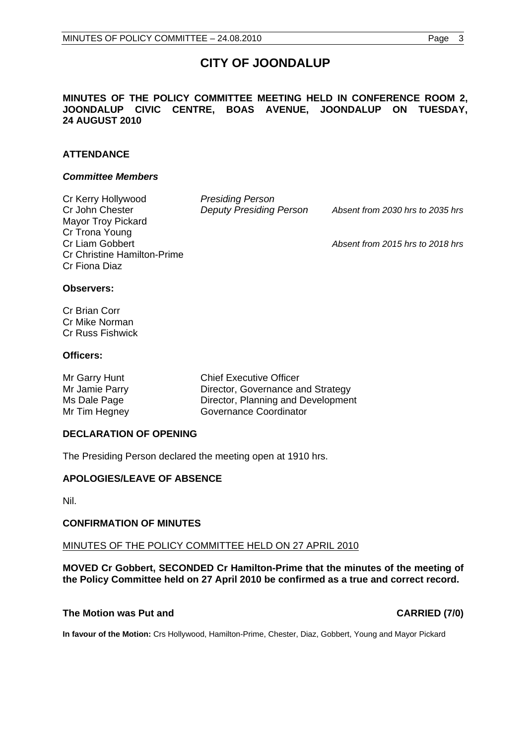# CITY OF JOONDALUP

**MINUTES OF THE POLICY COMMITTEE MEETING HELD IN CONFERENCE ROOM 2, JOONDALUP CIVIC CENTRE, BOAS AVENUE, JOONDALUP ON TUESDAY, 24 AUGUST 2010**

## ATTENDANCE

### *Committee Members*

| | | |
|---|---|---|
| Cr Kerry Hollywood | *Presiding Person* | |
| Cr John Chester | *Deputy Presiding Person* | *Absent from 2030 hrs to 2035 hrs* |
| Mayor Troy Pickard | | |
| Cr Trona Young | | |
| Cr Liam Gobbert | | *Absent from 2015 hrs to 2018 hrs* |
| Cr Christine Hamilton-Prime | | |
| Cr Fiona Diaz | | |

**Observers:**

Cr Brian Corr
Cr Mike Norman
Cr Russ Fishwick

**Officers:**

| | |
|---|---|
| Mr Garry Hunt | Chief Executive Officer |
| Mr Jamie Parry | Director, Governance and Strategy |
| Ms Dale Page | Director, Planning and Development |
| Mr Tim Hegney | Governance Coordinator |

## DECLARATION OF OPENING

The Presiding Person declared the meeting open at 1910 hrs.

## APOLOGIES/LEAVE OF ABSENCE

Nil.

## CONFIRMATION OF MINUTES

MINUTES OF THE POLICY COMMITTEE HELD ON 27 APRIL 2010

**MOVED Cr Gobbert, SECONDED Cr Hamilton-Prime that the minutes of the meeting of the Policy Committee held on 27 April 2010 be confirmed as a true and correct record.**

**The Motion was Put and CARRIED (7/0)**

**In favour of the Motion:** Crs Hollywood, Hamilton-Prime, Chester, Diaz, Gobbert, Young and Mayor Pickard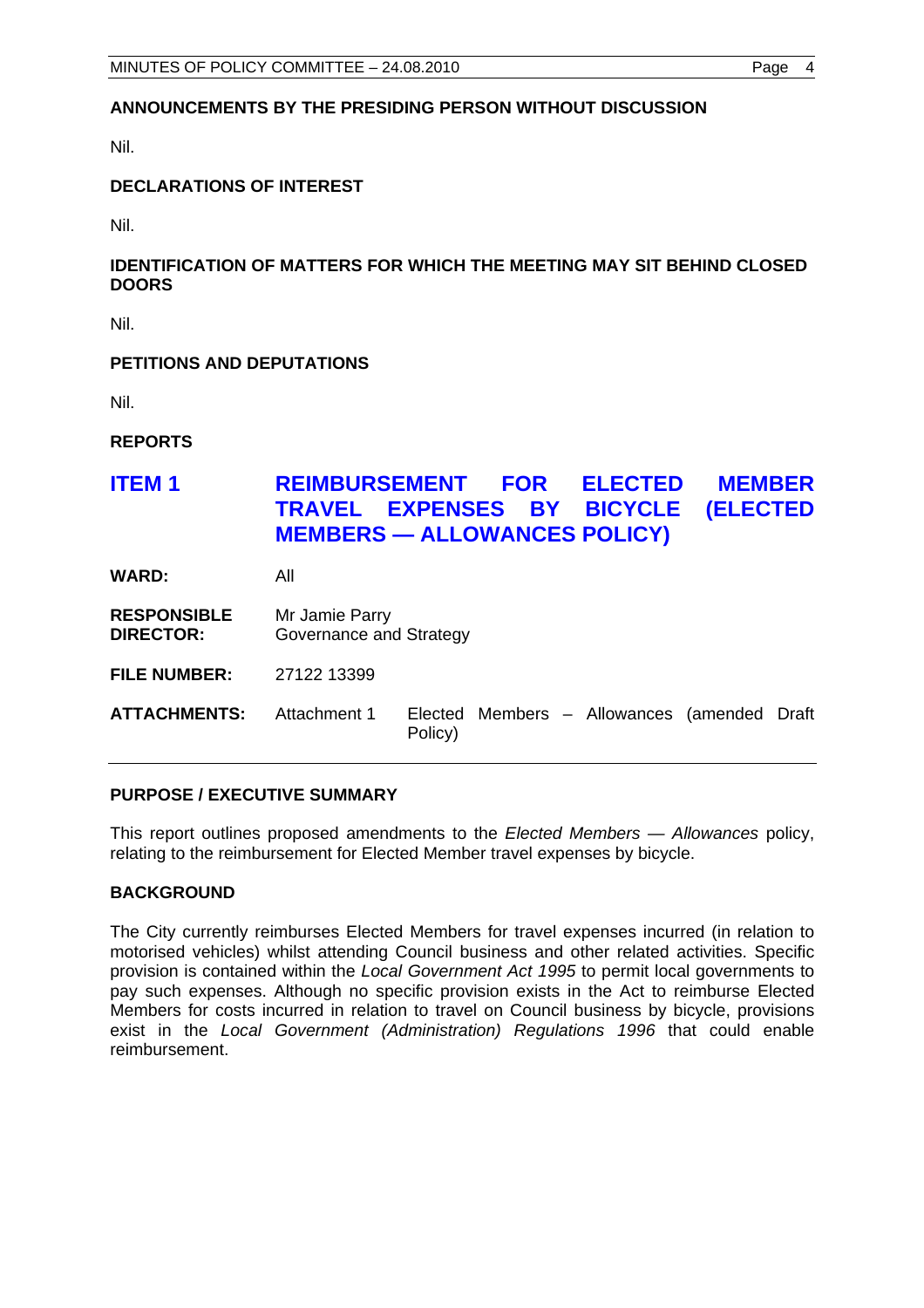**ANNOUNCEMENTS BY THE PRESIDING PERSON WITHOUT DISCUSSION**

Nil.

**DECLARATIONS OF INTEREST**

Nil.

**IDENTIFICATION OF MATTERS FOR WHICH THE MEETING MAY SIT BEHIND CLOSED DOORS**

Nil.

**PETITIONS AND DEPUTATIONS**

Nil.

**REPORTS**

## ITEM 1 REIMBURSEMENT FOR ELECTED MEMBER TRAVEL EXPENSES BY BICYCLE (ELECTED MEMBERS — ALLOWANCES POLICY)

**WARD:** All

**RESPONSIBLE DIRECTOR:** Mr Jamie Parry
Governance and Strategy

**FILE NUMBER:** 27122 13399

**ATTACHMENTS:** Attachment 1 Elected Members – Allowances (amended Draft Policy)

**PURPOSE / EXECUTIVE SUMMARY**

This report outlines proposed amendments to the *Elected Members — Allowances* policy, relating to the reimbursement for Elected Member travel expenses by bicycle.

**BACKGROUND**

The City currently reimburses Elected Members for travel expenses incurred (in relation to motorised vehicles) whilst attending Council business and other related activities. Specific provision is contained within the *Local Government Act 1995* to permit local governments to pay such expenses. Although no specific provision exists in the Act to reimburse Elected Members for costs incurred in relation to travel on Council business by bicycle, provisions exist in the *Local Government (Administration) Regulations 1996* that could enable reimbursement.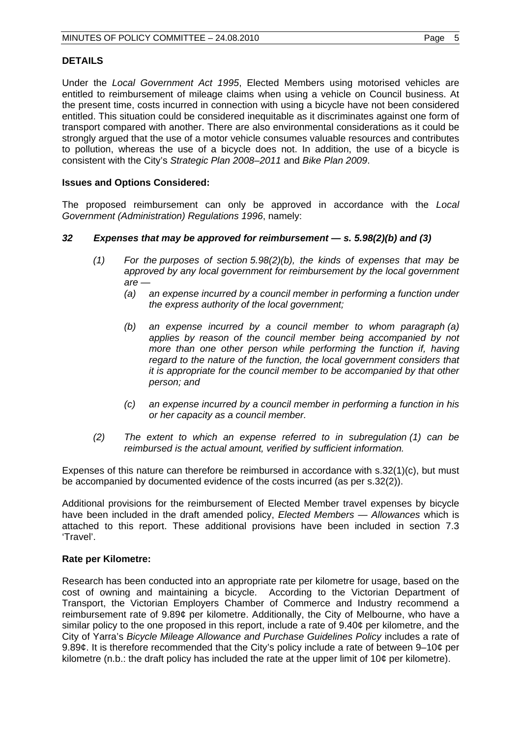## DETAILS

Under the *Local Government Act 1995*, Elected Members using motorised vehicles are entitled to reimbursement of mileage claims when using a vehicle on Council business. At the present time, costs incurred in connection with using a bicycle have not been considered entitled. This situation could be considered inequitable as it discriminates against one form of transport compared with another. There are also environmental considerations as it could be strongly argued that the use of a motor vehicle consumes valuable resources and contributes to pollution, whereas the use of a bicycle does not. In addition, the use of a bicycle is consistent with the City's *Strategic Plan 2008–2011* and *Bike Plan 2009*.

**Issues and Options Considered:**

The proposed reimbursement can only be approved in accordance with the *Local Government (Administration) Regulations 1996*, namely:

***32 Expenses that may be approved for reimbursement — s. 5.98(2)(b) and (3)***

> *(1) For the purposes of section 5.98(2)(b), the kinds of expenses that may be approved by any local government for reimbursement by the local government are —*
>
> > *(a) an expense incurred by a council member in performing a function under the express authority of the local government;*
> >
> > *(b) an expense incurred by a council member to whom paragraph (a) applies by reason of the council member being accompanied by not more than one other person while performing the function if, having regard to the nature of the function, the local government considers that it is appropriate for the council member to be accompanied by that other person; and*
> >
> > *(c) an expense incurred by a council member in performing a function in his or her capacity as a council member.*
>
> *(2) The extent to which an expense referred to in subregulation (1) can be reimbursed is the actual amount, verified by sufficient information.*

Expenses of this nature can therefore be reimbursed in accordance with s.32(1)(c), but must be accompanied by documented evidence of the costs incurred (as per s.32(2)).

Additional provisions for the reimbursement of Elected Member travel expenses by bicycle have been included in the draft amended policy, *Elected Members — Allowances* which is attached to this report. These additional provisions have been included in section 7.3 'Travel'.

**Rate per Kilometre:**

Research has been conducted into an appropriate rate per kilometre for usage, based on the cost of owning and maintaining a bicycle. According to the Victorian Department of Transport, the Victorian Employers Chamber of Commerce and Industry recommend a reimbursement rate of 9.89¢ per kilometre. Additionally, the City of Melbourne, who have a similar policy to the one proposed in this report, include a rate of 9.40¢ per kilometre, and the City of Yarra's *Bicycle Mileage Allowance and Purchase Guidelines Policy* includes a rate of 9.89¢. It is therefore recommended that the City's policy include a rate of between 9–10¢ per kilometre (n.b.: the draft policy has included the rate at the upper limit of 10¢ per kilometre).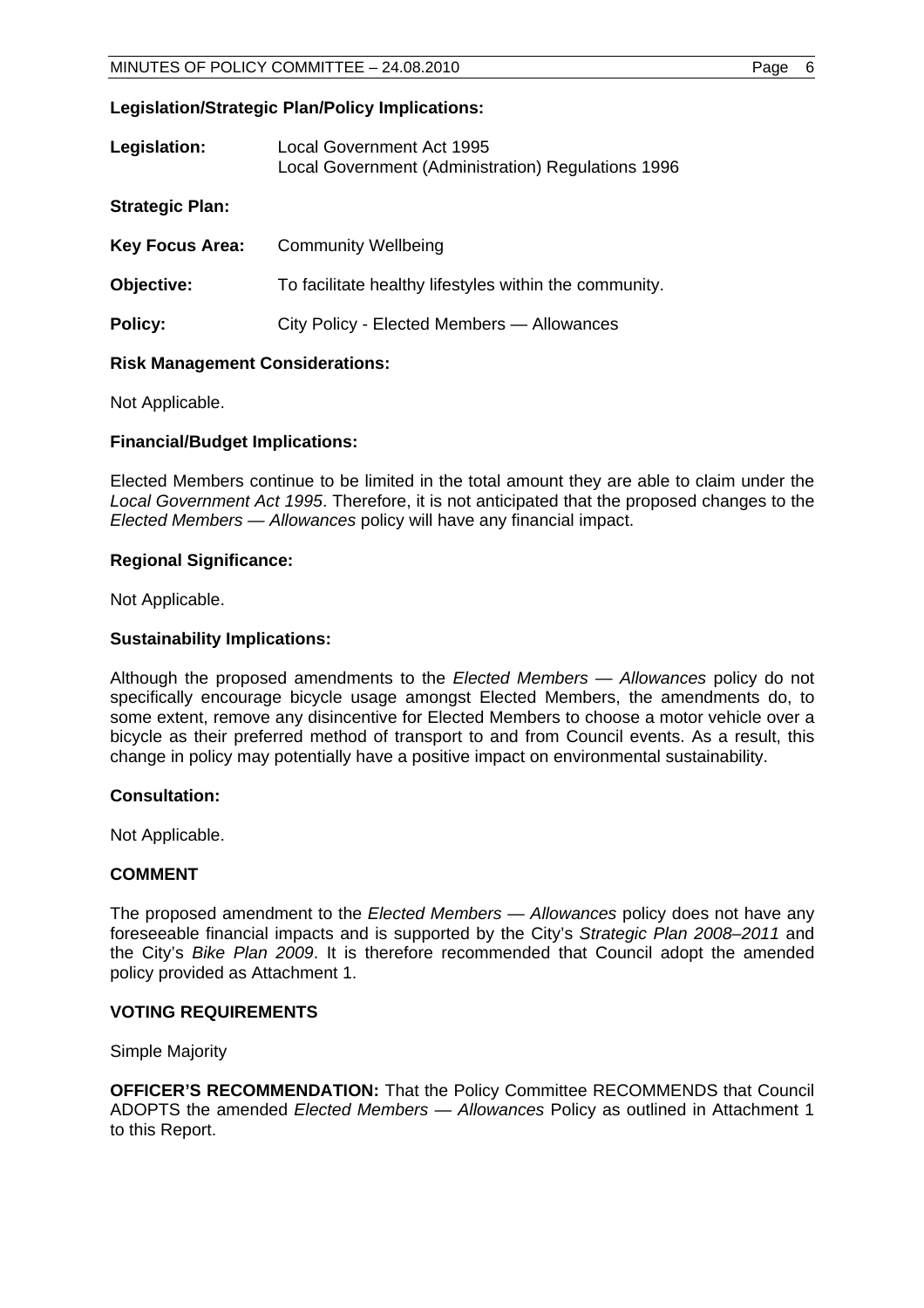**Legislation/Strategic Plan/Policy Implications:**

**Legislation:** Local Government Act 1995
Local Government (Administration) Regulations 1996

**Strategic Plan:**

**Key Focus Area:** Community Wellbeing

**Objective:** To facilitate healthy lifestyles within the community.

**Policy:** City Policy - Elected Members — Allowances

**Risk Management Considerations:**

Not Applicable.

**Financial/Budget Implications:**

Elected Members continue to be limited in the total amount they are able to claim under the *Local Government Act 1995*. Therefore, it is not anticipated that the proposed changes to the *Elected Members — Allowances* policy will have any financial impact.

**Regional Significance:**

Not Applicable.

**Sustainability Implications:**

Although the proposed amendments to the *Elected Members — Allowances* policy do not specifically encourage bicycle usage amongst Elected Members, the amendments do, to some extent, remove any disincentive for Elected Members to choose a motor vehicle over a bicycle as their preferred method of transport to and from Council events. As a result, this change in policy may potentially have a positive impact on environmental sustainability.

**Consultation:**

Not Applicable.

**COMMENT**

The proposed amendment to the *Elected Members — Allowances* policy does not have any foreseeable financial impacts and is supported by the City's *Strategic Plan 2008–2011* and the City's *Bike Plan 2009*. It is therefore recommended that Council adopt the amended policy provided as Attachment 1.

**VOTING REQUIREMENTS**

Simple Majority

**OFFICER'S RECOMMENDATION:** That the Policy Committee RECOMMENDS that Council ADOPTS the amended *Elected Members — Allowances* Policy as outlined in Attachment 1 to this Report.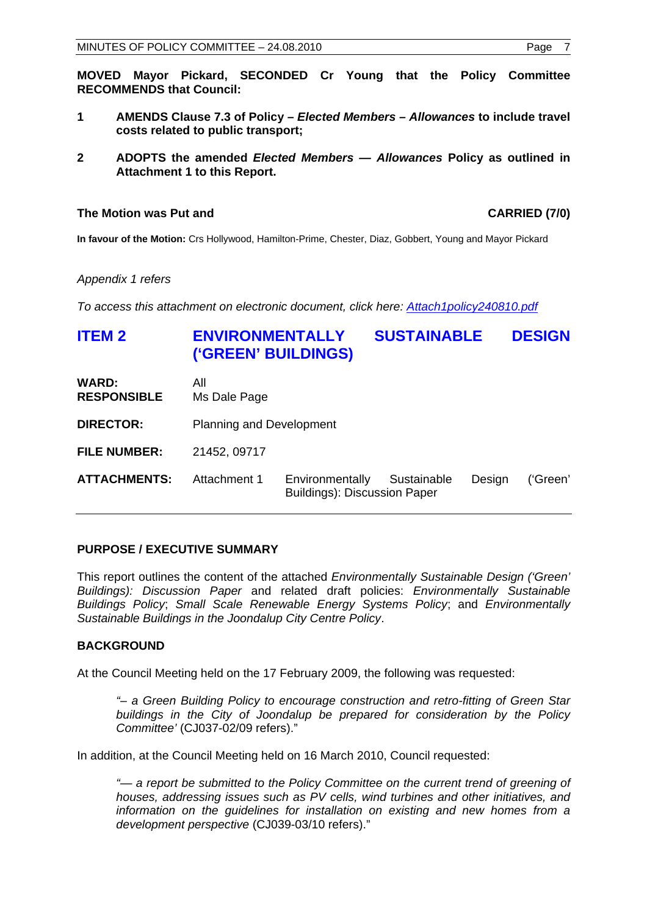**MOVED Mayor Pickard, SECONDED Cr Young that the Policy Committee RECOMMENDS that Council:**

1. **AMENDS Clause 7.3 of Policy –** ***Elected Members – Allowances*** **to include travel costs related to public transport;**

2. **ADOPTS the amended** ***Elected Members — Allowances*** **Policy as outlined in Attachment 1 to this Report.**

**The Motion was Put and CARRIED (7/0)**

**In favour of the Motion:** Crs Hollywood, Hamilton-Prime, Chester, Diaz, Gobbert, Young and Mayor Pickard

*Appendix 1 refers*

*To access this attachment on electronic document, click here: Attach1policy240810.pdf*

## ITEM 2 ENVIRONMENTALLY SUSTAINABLE DESIGN ('GREEN' BUILDINGS)

| | |
|---|---|
| **WARD:** | All |
| **RESPONSIBLE** | Ms Dale Page |
| **DIRECTOR:** | Planning and Development |
| **FILE NUMBER:** | 21452, 09717 |
| **ATTACHMENTS:** | Attachment 1 Environmentally Sustainable Design ('Green' Buildings): Discussion Paper |

### PURPOSE / EXECUTIVE SUMMARY

This report outlines the content of the attached *Environmentally Sustainable Design ('Green' Buildings): Discussion Paper* and related draft policies: *Environmentally Sustainable Buildings Policy*; *Small Scale Renewable Energy Systems Policy*; and *Environmentally Sustainable Buildings in the Joondalup City Centre Policy*.

### BACKGROUND

At the Council Meeting held on the 17 February 2009, the following was requested:

> *"– a Green Building Policy to encourage construction and retro-fitting of Green Star buildings in the City of Joondalup be prepared for consideration by the Policy Committee'* (CJ037-02/09 refers)."

In addition, at the Council Meeting held on 16 March 2010, Council requested:

> *"— a report be submitted to the Policy Committee on the current trend of greening of houses, addressing issues such as PV cells, wind turbines and other initiatives, and information on the guidelines for installation on existing and new homes from a development perspective* (CJ039-03/10 refers)."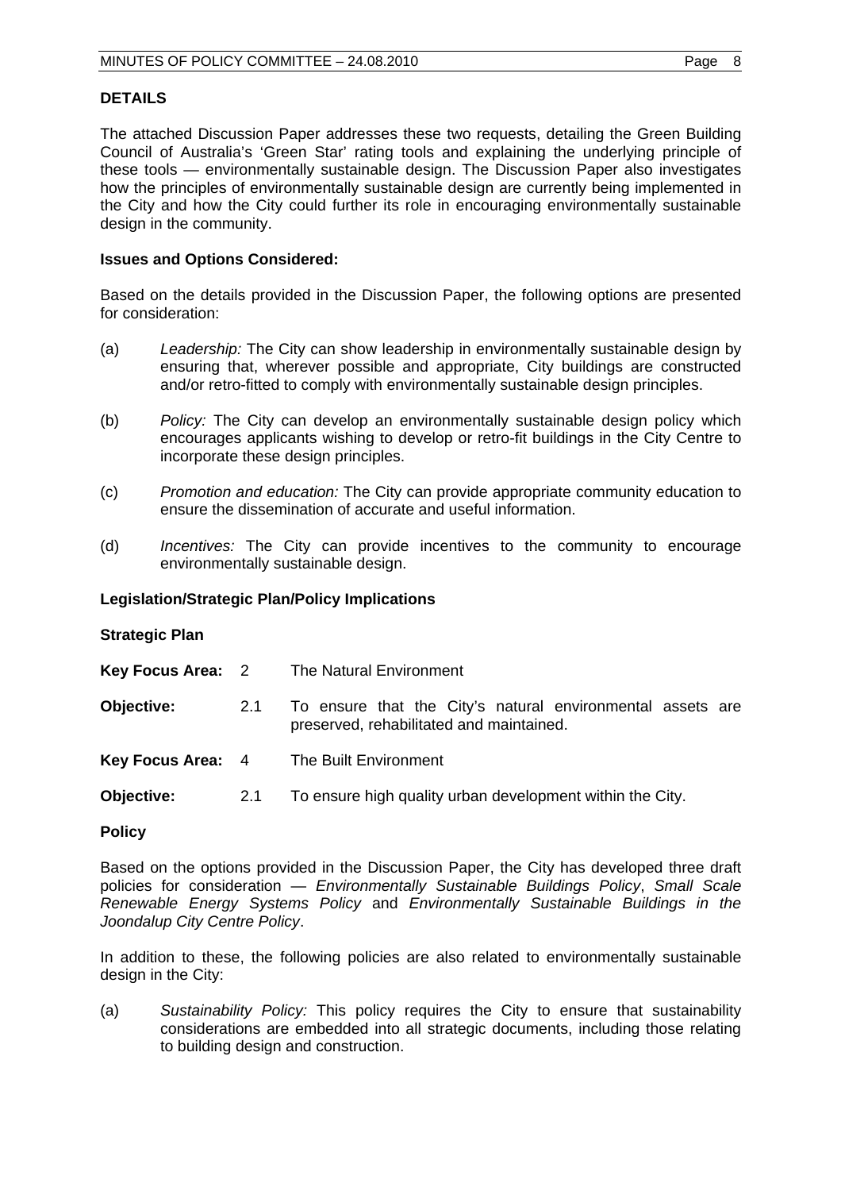## DETAILS

The attached Discussion Paper addresses these two requests, detailing the Green Building Council of Australia's 'Green Star' rating tools and explaining the underlying principle of these tools — environmentally sustainable design. The Discussion Paper also investigates how the principles of environmentally sustainable design are currently being implemented in the City and how the City could further its role in encouraging environmentally sustainable design in the community.

### Issues and Options Considered:

Based on the details provided in the Discussion Paper, the following options are presented for consideration:

(a) *Leadership:* The City can show leadership in environmentally sustainable design by ensuring that, wherever possible and appropriate, City buildings are constructed and/or retro-fitted to comply with environmentally sustainable design principles.

(b) *Policy:* The City can develop an environmentally sustainable design policy which encourages applicants wishing to develop or retro-fit buildings in the City Centre to incorporate these design principles.

(c) *Promotion and education:* The City can provide appropriate community education to ensure the dissemination of accurate and useful information.

(d) *Incentives:* The City can provide incentives to the community to encourage environmentally sustainable design.

### Legislation/Strategic Plan/Policy Implications

**Strategic Plan**

| | | |
|---|---|---|
| **Key Focus Area:** | 2 | The Natural Environment |
| **Objective:** | 2.1 | To ensure that the City's natural environmental assets are preserved, rehabilitated and maintained. |
| **Key Focus Area:** | 4 | The Built Environment |
| **Objective:** | 2.1 | To ensure high quality urban development within the City. |

**Policy**

Based on the options provided in the Discussion Paper, the City has developed three draft policies for consideration — *Environmentally Sustainable Buildings Policy*, *Small Scale Renewable Energy Systems Policy* and *Environmentally Sustainable Buildings in the Joondalup City Centre Policy*.

In addition to these, the following policies are also related to environmentally sustainable design in the City:

(a) *Sustainability Policy:* This policy requires the City to ensure that sustainability considerations are embedded into all strategic documents, including those relating to building design and construction.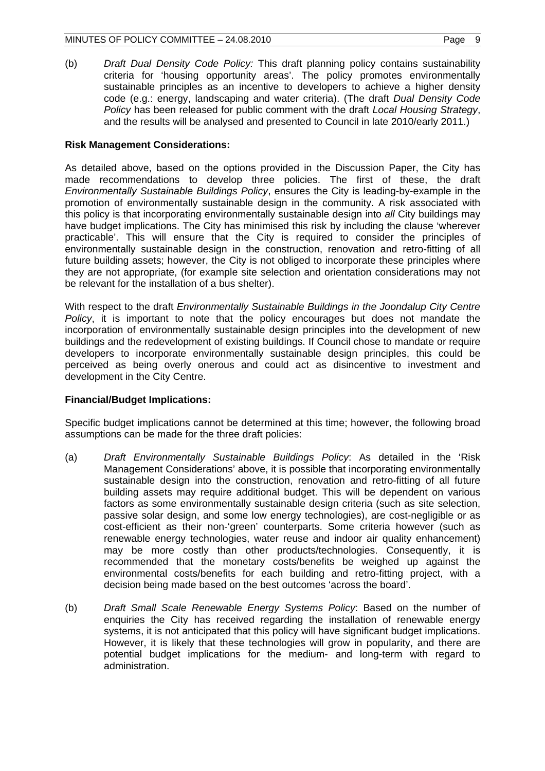(b) *Draft Dual Density Code Policy:* This draft planning policy contains sustainability criteria for 'housing opportunity areas'. The policy promotes environmentally sustainable principles as an incentive to developers to achieve a higher density code (e.g.: energy, landscaping and water criteria). (The draft *Dual Density Code Policy* has been released for public comment with the draft *Local Housing Strategy*, and the results will be analysed and presented to Council in late 2010/early 2011.)

**Risk Management Considerations:**

As detailed above, based on the options provided in the Discussion Paper, the City has made recommendations to develop three policies. The first of these, the draft *Environmentally Sustainable Buildings Policy*, ensures the City is leading-by-example in the promotion of environmentally sustainable design in the community. A risk associated with this policy is that incorporating environmentally sustainable design into *all* City buildings may have budget implications. The City has minimised this risk by including the clause 'wherever practicable'. This will ensure that the City is required to consider the principles of environmentally sustainable design in the construction, renovation and retro-fitting of all future building assets; however, the City is not obliged to incorporate these principles where they are not appropriate, (for example site selection and orientation considerations may not be relevant for the installation of a bus shelter).

With respect to the draft *Environmentally Sustainable Buildings in the Joondalup City Centre Policy*, it is important to note that the policy encourages but does not mandate the incorporation of environmentally sustainable design principles into the development of new buildings and the redevelopment of existing buildings. If Council chose to mandate or require developers to incorporate environmentally sustainable design principles, this could be perceived as being overly onerous and could act as disincentive to investment and development in the City Centre.

**Financial/Budget Implications:**

Specific budget implications cannot be determined at this time; however, the following broad assumptions can be made for the three draft policies:

(a) *Draft Environmentally Sustainable Buildings Policy*: As detailed in the 'Risk Management Considerations' above, it is possible that incorporating environmentally sustainable design into the construction, renovation and retro-fitting of all future building assets may require additional budget. This will be dependent on various factors as some environmentally sustainable design criteria (such as site selection, passive solar design, and some low energy technologies), are cost-negligible or as cost-efficient as their non-'green' counterparts. Some criteria however (such as renewable energy technologies, water reuse and indoor air quality enhancement) may be more costly than other products/technologies. Consequently, it is recommended that the monetary costs/benefits be weighed up against the environmental costs/benefits for each building and retro-fitting project, with a decision being made based on the best outcomes 'across the board'.

(b) *Draft Small Scale Renewable Energy Systems Policy*: Based on the number of enquiries the City has received regarding the installation of renewable energy systems, it is not anticipated that this policy will have significant budget implications. However, it is likely that these technologies will grow in popularity, and there are potential budget implications for the medium- and long-term with regard to administration.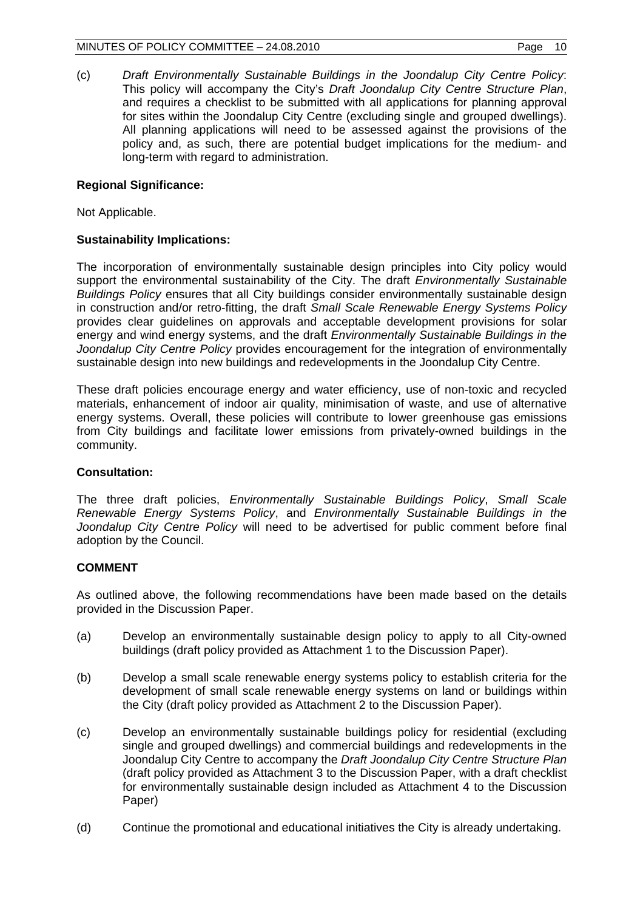(c) *Draft Environmentally Sustainable Buildings in the Joondalup City Centre Policy*: This policy will accompany the City's *Draft Joondalup City Centre Structure Plan*, and requires a checklist to be submitted with all applications for planning approval for sites within the Joondalup City Centre (excluding single and grouped dwellings). All planning applications will need to be assessed against the provisions of the policy and, as such, there are potential budget implications for the medium- and long-term with regard to administration.

**Regional Significance:**

Not Applicable.

**Sustainability Implications:**

The incorporation of environmentally sustainable design principles into City policy would support the environmental sustainability of the City. The draft *Environmentally Sustainable Buildings Policy* ensures that all City buildings consider environmentally sustainable design in construction and/or retro-fitting, the draft *Small Scale Renewable Energy Systems Policy* provides clear guidelines on approvals and acceptable development provisions for solar energy and wind energy systems, and the draft *Environmentally Sustainable Buildings in the Joondalup City Centre Policy* provides encouragement for the integration of environmentally sustainable design into new buildings and redevelopments in the Joondalup City Centre.

These draft policies encourage energy and water efficiency, use of non-toxic and recycled materials, enhancement of indoor air quality, minimisation of waste, and use of alternative energy systems. Overall, these policies will contribute to lower greenhouse gas emissions from City buildings and facilitate lower emissions from privately-owned buildings in the community.

**Consultation:**

The three draft policies, *Environmentally Sustainable Buildings Policy*, *Small Scale Renewable Energy Systems Policy*, and *Environmentally Sustainable Buildings in the Joondalup City Centre Policy* will need to be advertised for public comment before final adoption by the Council.

**COMMENT**

As outlined above, the following recommendations have been made based on the details provided in the Discussion Paper.

(a) Develop an environmentally sustainable design policy to apply to all City-owned buildings (draft policy provided as Attachment 1 to the Discussion Paper).

(b) Develop a small scale renewable energy systems policy to establish criteria for the development of small scale renewable energy systems on land or buildings within the City (draft policy provided as Attachment 2 to the Discussion Paper).

(c) Develop an environmentally sustainable buildings policy for residential (excluding single and grouped dwellings) and commercial buildings and redevelopments in the Joondalup City Centre to accompany the *Draft Joondalup City Centre Structure Plan* (draft policy provided as Attachment 3 to the Discussion Paper, with a draft checklist for environmentally sustainable design included as Attachment 4 to the Discussion Paper)

(d) Continue the promotional and educational initiatives the City is already undertaking.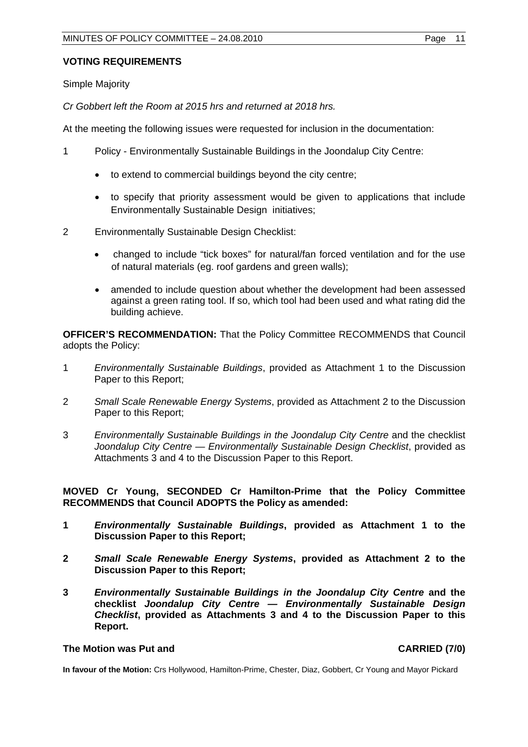**VOTING REQUIREMENTS**

Simple Majority

*Cr Gobbert left the Room at 2015 hrs and returned at 2018 hrs.*

At the meeting the following issues were requested for inclusion in the documentation:

1 Policy - Environmentally Sustainable Buildings in the Joondalup City Centre:

- to extend to commercial buildings beyond the city centre;
- to specify that priority assessment would be given to applications that include Environmentally Sustainable Design initiatives;

2 Environmentally Sustainable Design Checklist:

- changed to include "tick boxes" for natural/fan forced ventilation and for the use of natural materials (eg. roof gardens and green walls);
- amended to include question about whether the development had been assessed against a green rating tool. If so, which tool had been used and what rating did the building achieve.

**OFFICER'S RECOMMENDATION:** That the Policy Committee RECOMMENDS that Council adopts the Policy:

1 *Environmentally Sustainable Buildings*, provided as Attachment 1 to the Discussion Paper to this Report;

2 *Small Scale Renewable Energy Systems*, provided as Attachment 2 to the Discussion Paper to this Report;

3 *Environmentally Sustainable Buildings in the Joondalup City Centre* and the checklist *Joondalup City Centre — Environmentally Sustainable Design Checklist*, provided as Attachments 3 and 4 to the Discussion Paper to this Report.

**MOVED Cr Young, SECONDED Cr Hamilton-Prime that the Policy Committee RECOMMENDS that Council ADOPTS the Policy as amended:**

**1** ***Environmentally Sustainable Buildings*****, provided as Attachment 1 to the Discussion Paper to this Report;**

**2** ***Small Scale Renewable Energy Systems*****, provided as Attachment 2 to the Discussion Paper to this Report;**

**3** ***Environmentally Sustainable Buildings in the Joondalup City Centre*** **and the checklist** ***Joondalup City Centre — Environmentally Sustainable Design Checklist*****, provided as Attachments 3 and 4 to the Discussion Paper to this Report.**

**The Motion was Put and CARRIED (7/0)**

**In favour of the Motion:** Crs Hollywood, Hamilton-Prime, Chester, Diaz, Gobbert, Cr Young and Mayor Pickard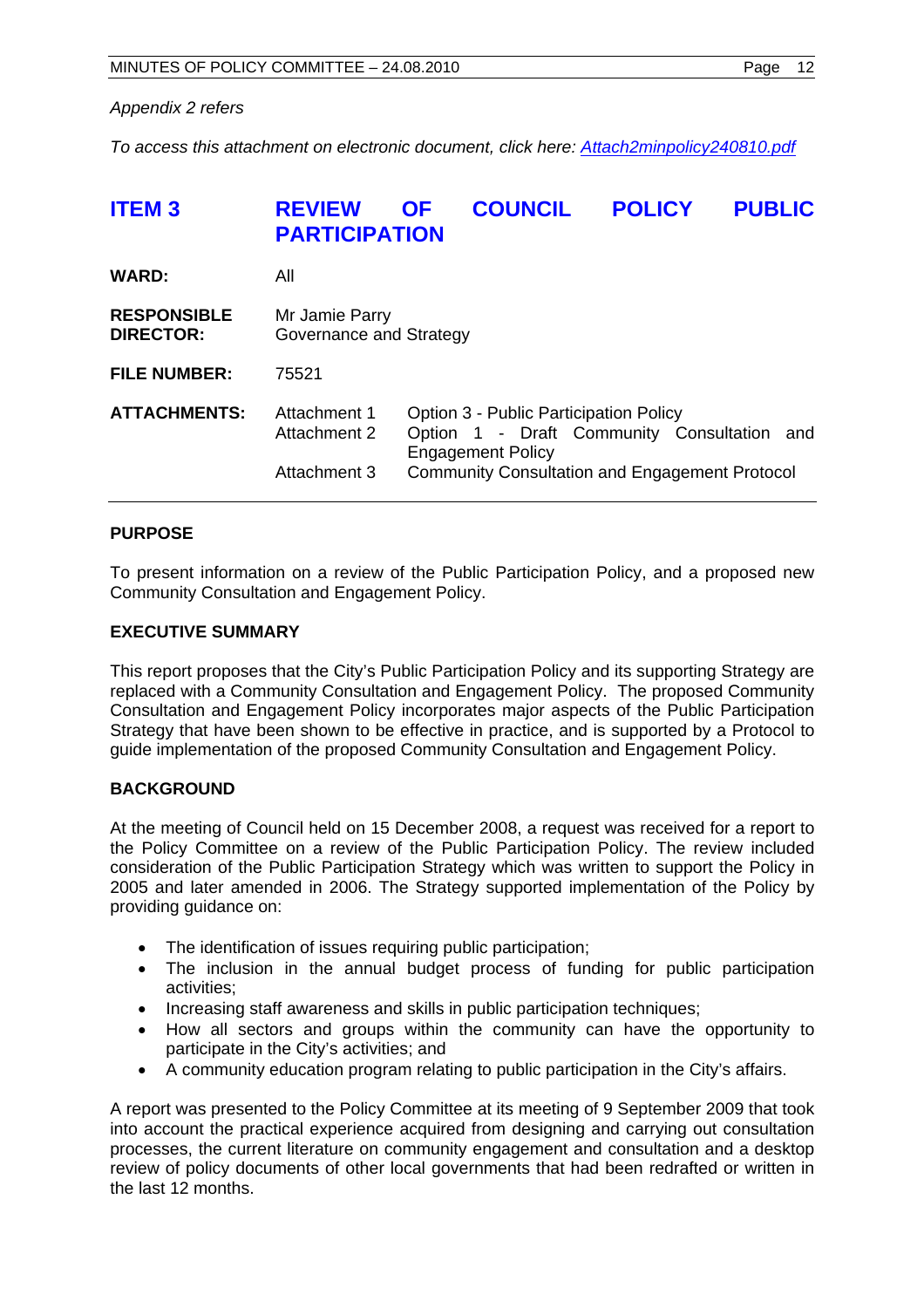*Appendix 2 refers*

*To access this attachment on electronic document, click here: [Attach2minpolicy240810.pdf](Attach2minpolicy240810.pdf)*

## ITEM 3 REVIEW OF COUNCIL POLICY PUBLIC PARTICIPATION

**WARD:** All

**RESPONSIBLE DIRECTOR:** Mr Jamie Parry
Governance and Strategy

**FILE NUMBER:** 75521

**ATTACHMENTS:**

| | |
|---|---|
| Attachment 1 | Option 3 - Public Participation Policy |
| Attachment 2 | Option 1 - Draft Community Consultation and Engagement Policy |
| Attachment 3 | Community Consultation and Engagement Protocol |

**PURPOSE**

To present information on a review of the Public Participation Policy, and a proposed new Community Consultation and Engagement Policy.

**EXECUTIVE SUMMARY**

This report proposes that the City's Public Participation Policy and its supporting Strategy are replaced with a Community Consultation and Engagement Policy. The proposed Community Consultation and Engagement Policy incorporates major aspects of the Public Participation Strategy that have been shown to be effective in practice, and is supported by a Protocol to guide implementation of the proposed Community Consultation and Engagement Policy.

**BACKGROUND**

At the meeting of Council held on 15 December 2008, a request was received for a report to the Policy Committee on a review of the Public Participation Policy. The review included consideration of the Public Participation Strategy which was written to support the Policy in 2005 and later amended in 2006. The Strategy supported implementation of the Policy by providing guidance on:

- The identification of issues requiring public participation;
- The inclusion in the annual budget process of funding for public participation activities;
- Increasing staff awareness and skills in public participation techniques;
- How all sectors and groups within the community can have the opportunity to participate in the City's activities; and
- A community education program relating to public participation in the City's affairs.

A report was presented to the Policy Committee at its meeting of 9 September 2009 that took into account the practical experience acquired from designing and carrying out consultation processes, the current literature on community engagement and consultation and a desktop review of policy documents of other local governments that had been redrafted or written in the last 12 months.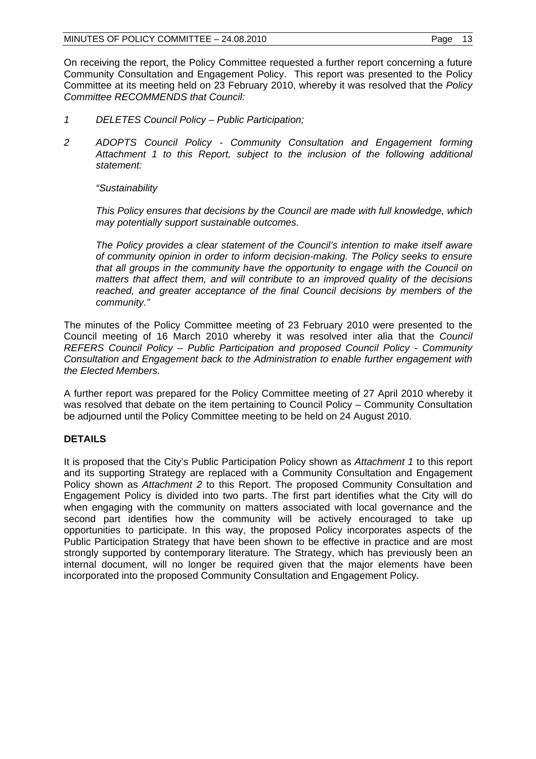On receiving the report, the Policy Committee requested a further report concerning a future Community Consultation and Engagement Policy. This report was presented to the Policy Committee at its meeting held on 23 February 2010, whereby it was resolved that the *Policy Committee RECOMMENDS that Council:*

*1 DELETES Council Policy – Public Participation;*

*2 ADOPTS Council Policy - Community Consultation and Engagement forming Attachment 1 to this Report, subject to the inclusion of the following additional statement:*

*"Sustainability*

*This Policy ensures that decisions by the Council are made with full knowledge, which may potentially support sustainable outcomes.*

*The Policy provides a clear statement of the Council's intention to make itself aware of community opinion in order to inform decision-making. The Policy seeks to ensure that all groups in the community have the opportunity to engage with the Council on matters that affect them, and will contribute to an improved quality of the decisions reached, and greater acceptance of the final Council decisions by members of the community."*

The minutes of the Policy Committee meeting of 23 February 2010 were presented to the Council meeting of 16 March 2010 whereby it was resolved inter alia that the *Council REFERS Council Policy – Public Participation and proposed Council Policy - Community Consultation and Engagement back to the Administration to enable further engagement with the Elected Members.*

A further report was prepared for the Policy Committee meeting of 27 April 2010 whereby it was resolved that debate on the item pertaining to Council Policy – Community Consultation be adjourned until the Policy Committee meeting to be held on 24 August 2010.

**DETAILS**

It is proposed that the City's Public Participation Policy shown as *Attachment 1* to this report and its supporting Strategy are replaced with a Community Consultation and Engagement Policy shown as *Attachment 2* to this Report. The proposed Community Consultation and Engagement Policy is divided into two parts. The first part identifies what the City will do when engaging with the community on matters associated with local governance and the second part identifies how the community will be actively encouraged to take up opportunities to participate. In this way, the proposed Policy incorporates aspects of the Public Participation Strategy that have been shown to be effective in practice and are most strongly supported by contemporary literature. The Strategy, which has previously been an internal document, will no longer be required given that the major elements have been incorporated into the proposed Community Consultation and Engagement Policy.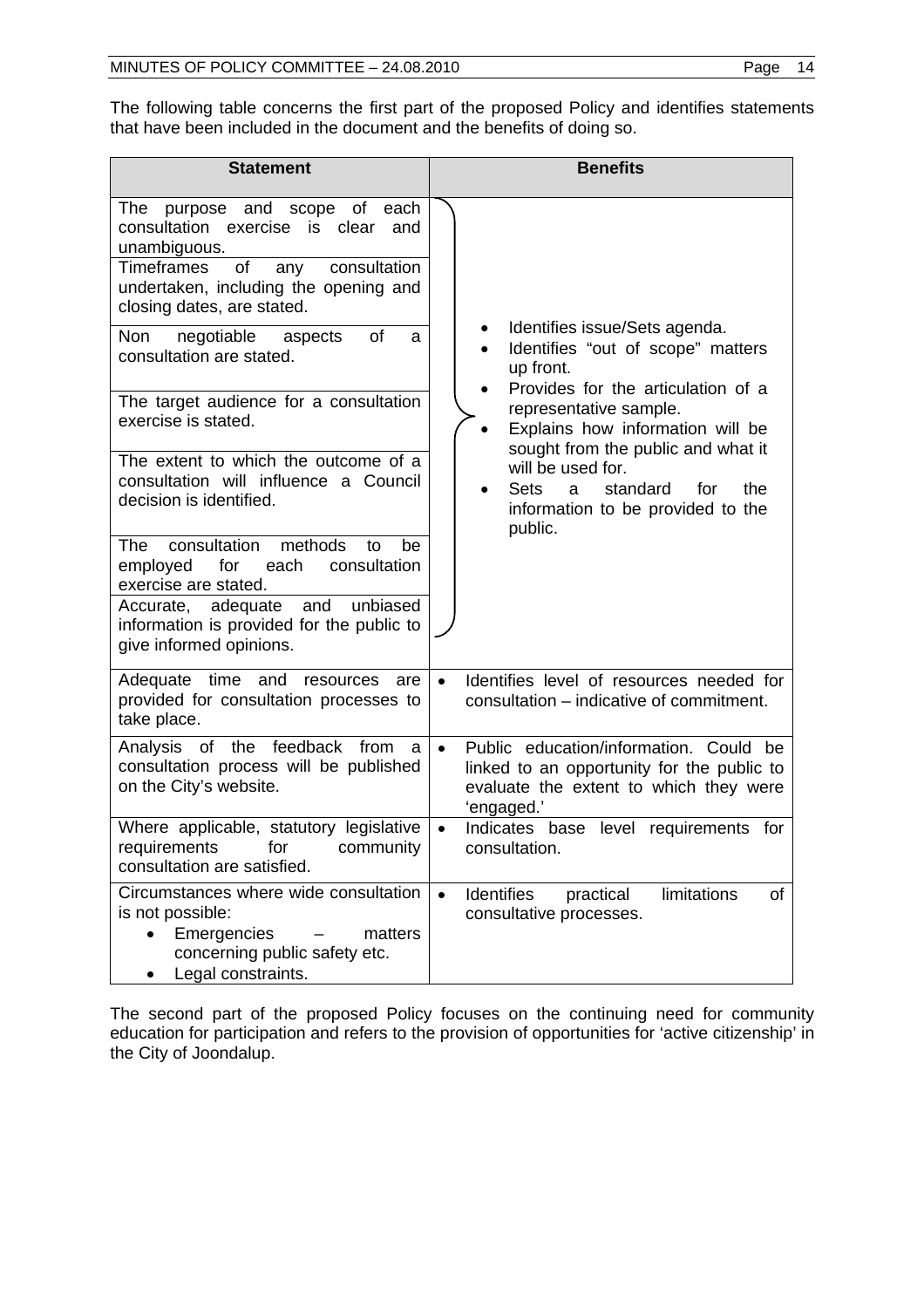The following table concerns the first part of the proposed Policy and identifies statements that have been included in the document and the benefits of doing so.

| Statement | Benefits |
|---|---|
| The purpose and scope of each consultation exercise is clear and unambiguous.<br>Timeframes of any consultation undertaken, including the opening and closing dates, are stated.<br>Non negotiable aspects of a consultation are stated.<br>The target audience for a consultation exercise is stated.<br>The extent to which the outcome of a consultation will influence a Council decision is identified.<br>The consultation methods to be employed for each consultation exercise are stated.<br>Accurate, adequate and unbiased information is provided for the public to give informed opinions. | • Identifies issue/Sets agenda.<br>• Identifies "out of scope" matters up front.<br>• Provides for the articulation of a representative sample.<br>• Explains how information will be sought from the public and what it will be used for.<br>• Sets a standard for the information to be provided to the public. |
| Adequate time and resources are provided for consultation processes to take place. | • Identifies level of resources needed for consultation – indicative of commitment. |
| Analysis of the feedback from a consultation process will be published on the City's website. | • Public education/information. Could be linked to an opportunity for the public to evaluate the extent to which they were 'engaged.' |
| Where applicable, statutory legislative requirements for community consultation are satisfied. | • Indicates base level requirements for consultation. |
| Circumstances where wide consultation is not possible:<br>• Emergencies – matters concerning public safety etc.<br>• Legal constraints. | • Identifies practical limitations of consultative processes. |

The second part of the proposed Policy focuses on the continuing need for community education for participation and refers to the provision of opportunities for 'active citizenship' in the City of Joondalup.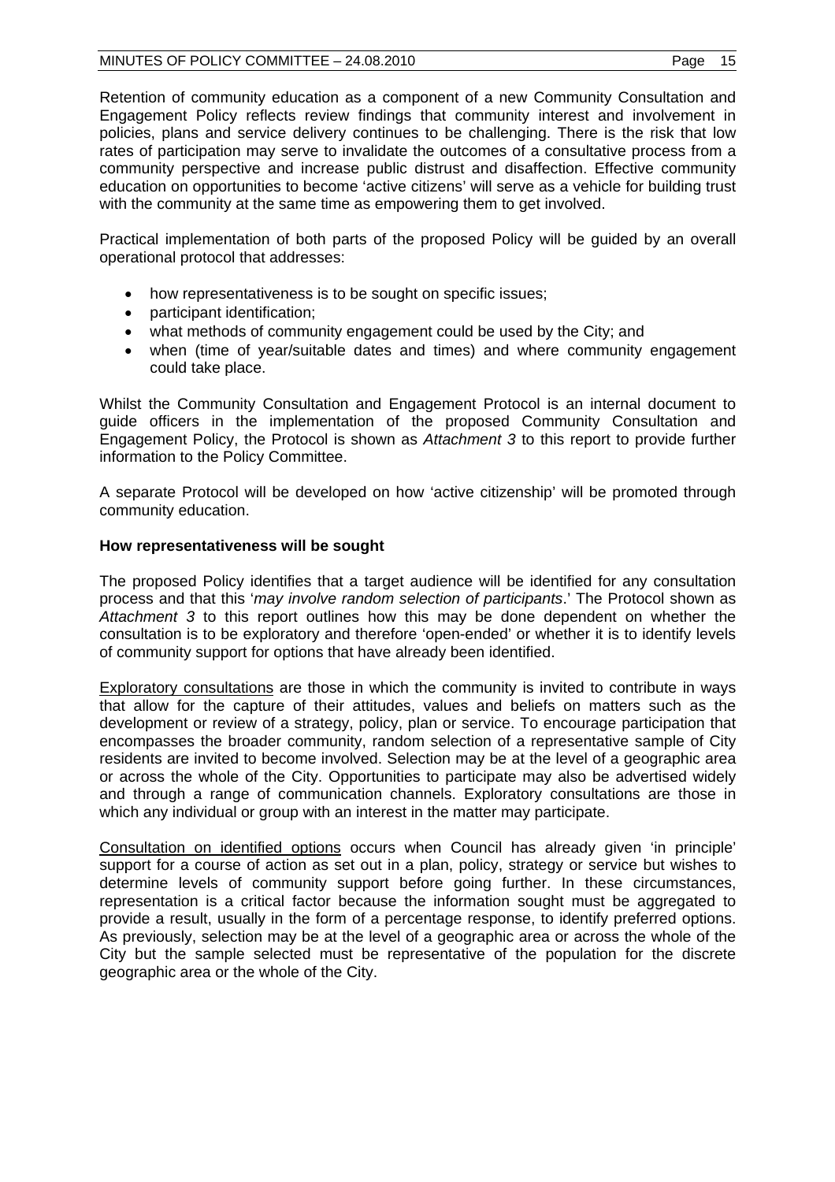Retention of community education as a component of a new Community Consultation and Engagement Policy reflects review findings that community interest and involvement in policies, plans and service delivery continues to be challenging. There is the risk that low rates of participation may serve to invalidate the outcomes of a consultative process from a community perspective and increase public distrust and disaffection. Effective community education on opportunities to become 'active citizens' will serve as a vehicle for building trust with the community at the same time as empowering them to get involved.

Practical implementation of both parts of the proposed Policy will be guided by an overall operational protocol that addresses:

- how representativeness is to be sought on specific issues;
- participant identification;
- what methods of community engagement could be used by the City; and
- when (time of year/suitable dates and times) and where community engagement could take place.

Whilst the Community Consultation and Engagement Protocol is an internal document to guide officers in the implementation of the proposed Community Consultation and Engagement Policy, the Protocol is shown as *Attachment 3* to this report to provide further information to the Policy Committee.

A separate Protocol will be developed on how 'active citizenship' will be promoted through community education.

**How representativeness will be sought**

The proposed Policy identifies that a target audience will be identified for any consultation process and that this '*may involve random selection of participants*.' The Protocol shown as *Attachment 3* to this report outlines how this may be done dependent on whether the consultation is to be exploratory and therefore 'open-ended' or whether it is to identify levels of community support for options that have already been identified.

<u>Exploratory consultations</u> are those in which the community is invited to contribute in ways that allow for the capture of their attitudes, values and beliefs on matters such as the development or review of a strategy, policy, plan or service. To encourage participation that encompasses the broader community, random selection of a representative sample of City residents are invited to become involved. Selection may be at the level of a geographic area or across the whole of the City. Opportunities to participate may also be advertised widely and through a range of communication channels. Exploratory consultations are those in which any individual or group with an interest in the matter may participate.

<u>Consultation on identified options</u> occurs when Council has already given 'in principle' support for a course of action as set out in a plan, policy, strategy or service but wishes to determine levels of community support before going further. In these circumstances, representation is a critical factor because the information sought must be aggregated to provide a result, usually in the form of a percentage response, to identify preferred options. As previously, selection may be at the level of a geographic area or across the whole of the City but the sample selected must be representative of the population for the discrete geographic area or the whole of the City.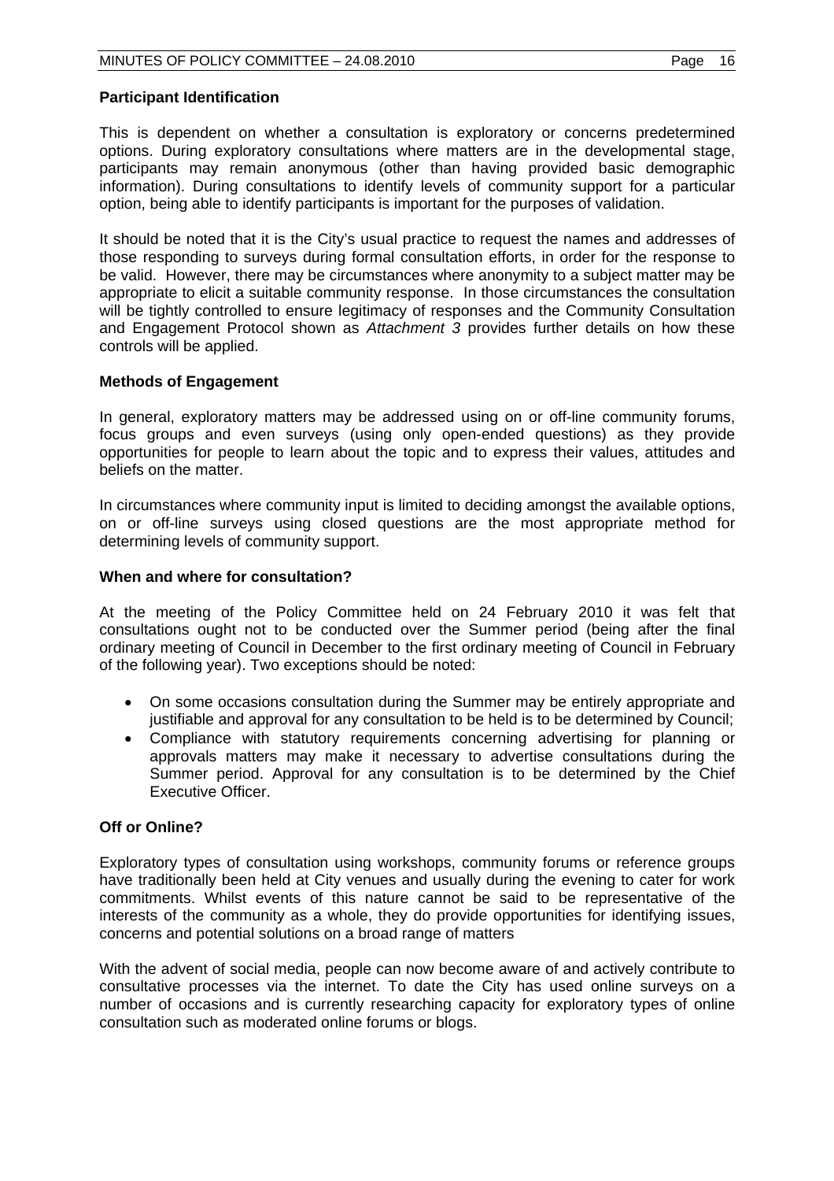**Participant Identification**

This is dependent on whether a consultation is exploratory or concerns predetermined options. During exploratory consultations where matters are in the developmental stage, participants may remain anonymous (other than having provided basic demographic information). During consultations to identify levels of community support for a particular option, being able to identify participants is important for the purposes of validation.

It should be noted that it is the City's usual practice to request the names and addresses of those responding to surveys during formal consultation efforts, in order for the response to be valid. However, there may be circumstances where anonymity to a subject matter may be appropriate to elicit a suitable community response. In those circumstances the consultation will be tightly controlled to ensure legitimacy of responses and the Community Consultation and Engagement Protocol shown as *Attachment 3* provides further details on how these controls will be applied.

**Methods of Engagement**

In general, exploratory matters may be addressed using on or off-line community forums, focus groups and even surveys (using only open-ended questions) as they provide opportunities for people to learn about the topic and to express their values, attitudes and beliefs on the matter.

In circumstances where community input is limited to deciding amongst the available options, on or off-line surveys using closed questions are the most appropriate method for determining levels of community support.

**When and where for consultation?**

At the meeting of the Policy Committee held on 24 February 2010 it was felt that consultations ought not to be conducted over the Summer period (being after the final ordinary meeting of Council in December to the first ordinary meeting of Council in February of the following year). Two exceptions should be noted:

- On some occasions consultation during the Summer may be entirely appropriate and justifiable and approval for any consultation to be held is to be determined by Council;
- Compliance with statutory requirements concerning advertising for planning or approvals matters may make it necessary to advertise consultations during the Summer period. Approval for any consultation is to be determined by the Chief Executive Officer.

**Off or Online?**

Exploratory types of consultation using workshops, community forums or reference groups have traditionally been held at City venues and usually during the evening to cater for work commitments. Whilst events of this nature cannot be said to be representative of the interests of the community as a whole, they do provide opportunities for identifying issues, concerns and potential solutions on a broad range of matters

With the advent of social media, people can now become aware of and actively contribute to consultative processes via the internet. To date the City has used online surveys on a number of occasions and is currently researching capacity for exploratory types of online consultation such as moderated online forums or blogs.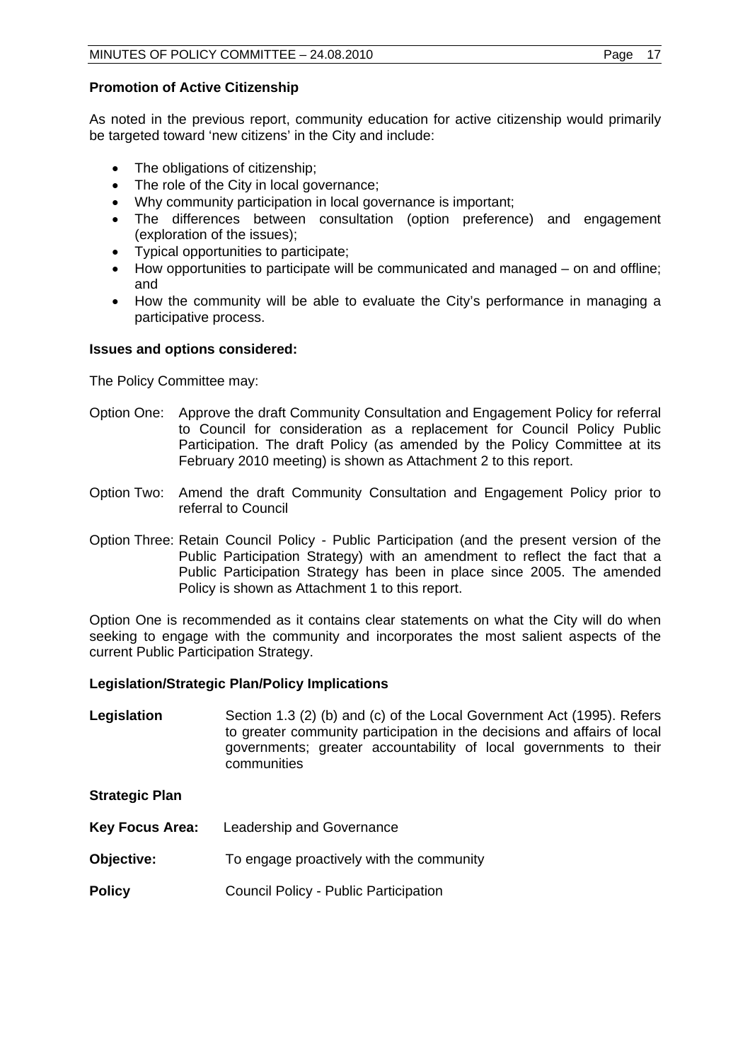**Promotion of Active Citizenship**

As noted in the previous report, community education for active citizenship would primarily be targeted toward 'new citizens' in the City and include:

- The obligations of citizenship;
- The role of the City in local governance;
- Why community participation in local governance is important;
- The differences between consultation (option preference) and engagement (exploration of the issues);
- Typical opportunities to participate;
- How opportunities to participate will be communicated and managed – on and offline; and
- How the community will be able to evaluate the City's performance in managing a participative process.

**Issues and options considered:**

The Policy Committee may:

Option One: Approve the draft Community Consultation and Engagement Policy for referral to Council for consideration as a replacement for Council Policy Public Participation. The draft Policy (as amended by the Policy Committee at its February 2010 meeting) is shown as Attachment 2 to this report.

Option Two: Amend the draft Community Consultation and Engagement Policy prior to referral to Council

Option Three: Retain Council Policy - Public Participation (and the present version of the Public Participation Strategy) with an amendment to reflect the fact that a Public Participation Strategy has been in place since 2005. The amended Policy is shown as Attachment 1 to this report.

Option One is recommended as it contains clear statements on what the City will do when seeking to engage with the community and incorporates the most salient aspects of the current Public Participation Strategy.

**Legislation/Strategic Plan/Policy Implications**

**Legislation** Section 1.3 (2) (b) and (c) of the Local Government Act (1995). Refers to greater community participation in the decisions and affairs of local governments; greater accountability of local governments to their communities

**Strategic Plan**

**Key Focus Area:** Leadership and Governance

**Objective:** To engage proactively with the community

**Policy** Council Policy - Public Participation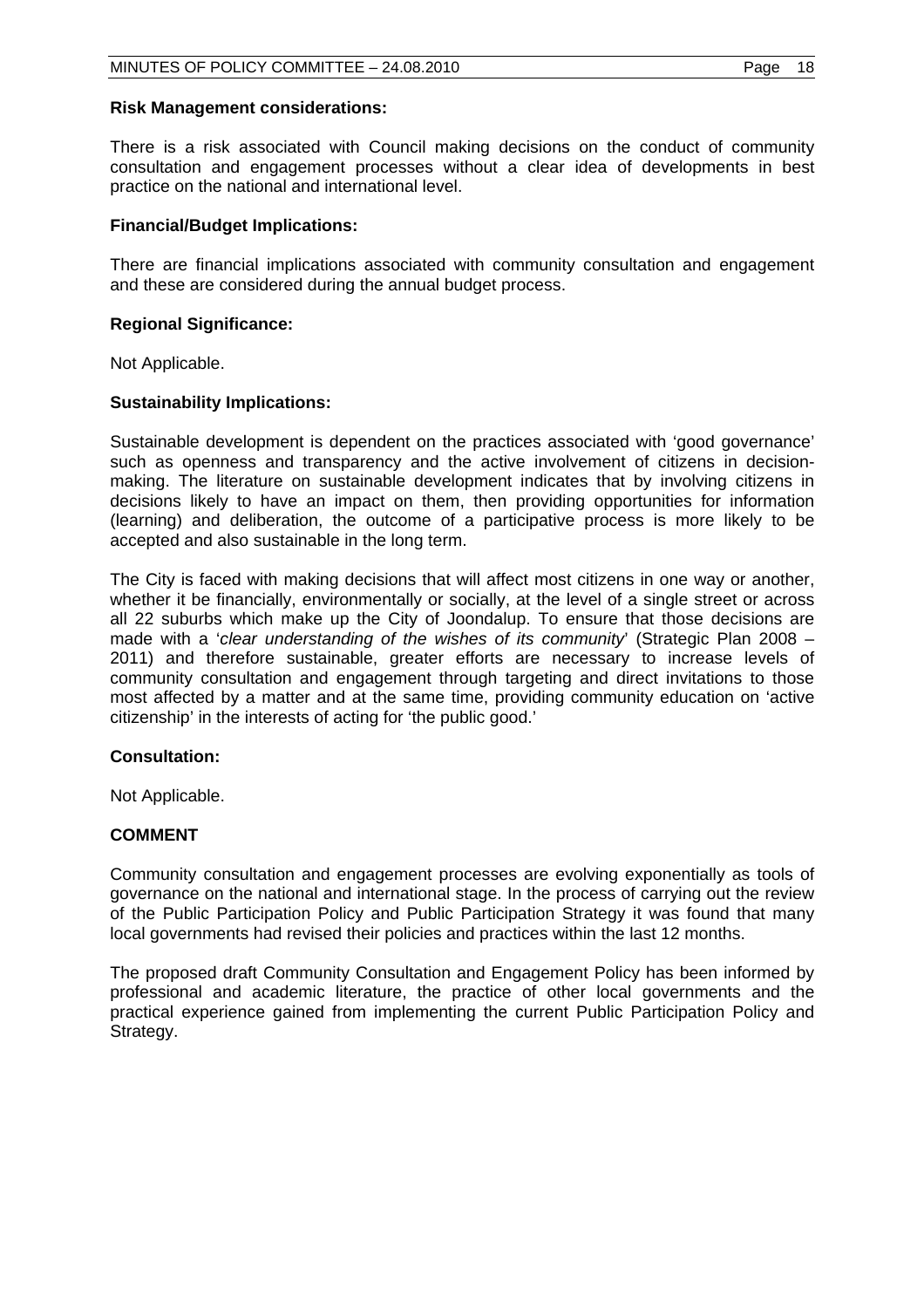**Risk Management considerations:**

There is a risk associated with Council making decisions on the conduct of community consultation and engagement processes without a clear idea of developments in best practice on the national and international level.

**Financial/Budget Implications:**

There are financial implications associated with community consultation and engagement and these are considered during the annual budget process.

**Regional Significance:**

Not Applicable.

**Sustainability Implications:**

Sustainable development is dependent on the practices associated with 'good governance' such as openness and transparency and the active involvement of citizens in decision-making. The literature on sustainable development indicates that by involving citizens in decisions likely to have an impact on them, then providing opportunities for information (learning) and deliberation, the outcome of a participative process is more likely to be accepted and also sustainable in the long term.

The City is faced with making decisions that will affect most citizens in one way or another, whether it be financially, environmentally or socially, at the level of a single street or across all 22 suburbs which make up the City of Joondalup. To ensure that those decisions are made with a '*clear understanding of the wishes of its community*' (Strategic Plan 2008 – 2011) and therefore sustainable, greater efforts are necessary to increase levels of community consultation and engagement through targeting and direct invitations to those most affected by a matter and at the same time, providing community education on 'active citizenship' in the interests of acting for 'the public good.'

**Consultation:**

Not Applicable.

## COMMENT

Community consultation and engagement processes are evolving exponentially as tools of governance on the national and international stage. In the process of carrying out the review of the Public Participation Policy and Public Participation Strategy it was found that many local governments had revised their policies and practices within the last 12 months.

The proposed draft Community Consultation and Engagement Policy has been informed by professional and academic literature, the practice of other local governments and the practical experience gained from implementing the current Public Participation Policy and Strategy.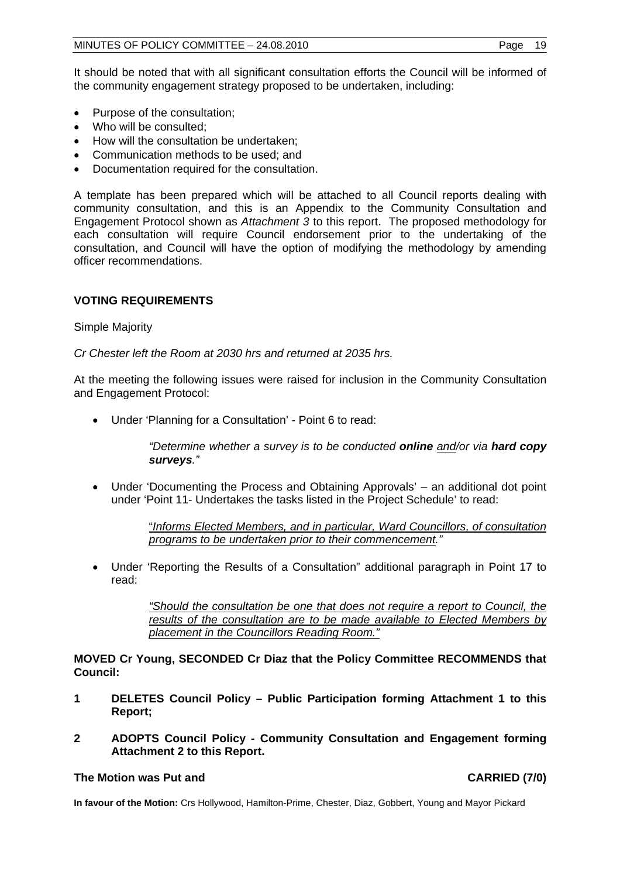It should be noted that with all significant consultation efforts the Council will be informed of the community engagement strategy proposed to be undertaken, including:

- Purpose of the consultation;
- Who will be consulted;
- How will the consultation be undertaken;
- Communication methods to be used; and
- Documentation required for the consultation.

A template has been prepared which will be attached to all Council reports dealing with community consultation, and this is an Appendix to the Community Consultation and Engagement Protocol shown as *Attachment 3* to this report. The proposed methodology for each consultation will require Council endorsement prior to the undertaking of the consultation, and Council will have the option of modifying the methodology by amending officer recommendations.

## VOTING REQUIREMENTS

Simple Majority

*Cr Chester left the Room at 2030 hrs and returned at 2035 hrs.*

At the meeting the following issues were raised for inclusion in the Community Consultation and Engagement Protocol:

- Under 'Planning for a Consultation' - Point 6 to read:

  > *"Determine whether a survey is to be conducted **online** <u>and</u>/or via **hard copy surveys**."*

- Under 'Documenting the Process and Obtaining Approvals' – an additional dot point under 'Point 11- Undertakes the tasks listed in the Project Schedule' to read:

  > "<u>*Informs Elected Members, and in particular, Ward Councillors, of consultation programs to be undertaken prior to their commencement.*</u>"

- Under 'Reporting the Results of a Consultation" additional paragraph in Point 17 to read:

  > <u>*"Should the consultation be one that does not require a report to Council, the results of the consultation are to be made available to Elected Members by placement in the Councillors Reading Room."*</u>

**MOVED Cr Young, SECONDED Cr Diaz that the Policy Committee RECOMMENDS that Council:**

**1 DELETES Council Policy – Public Participation forming Attachment 1 to this Report;**

**2 ADOPTS Council Policy - Community Consultation and Engagement forming Attachment 2 to this Report.**

**The Motion was Put and CARRIED (7/0)**

**In favour of the Motion:** Crs Hollywood, Hamilton-Prime, Chester, Diaz, Gobbert, Young and Mayor Pickard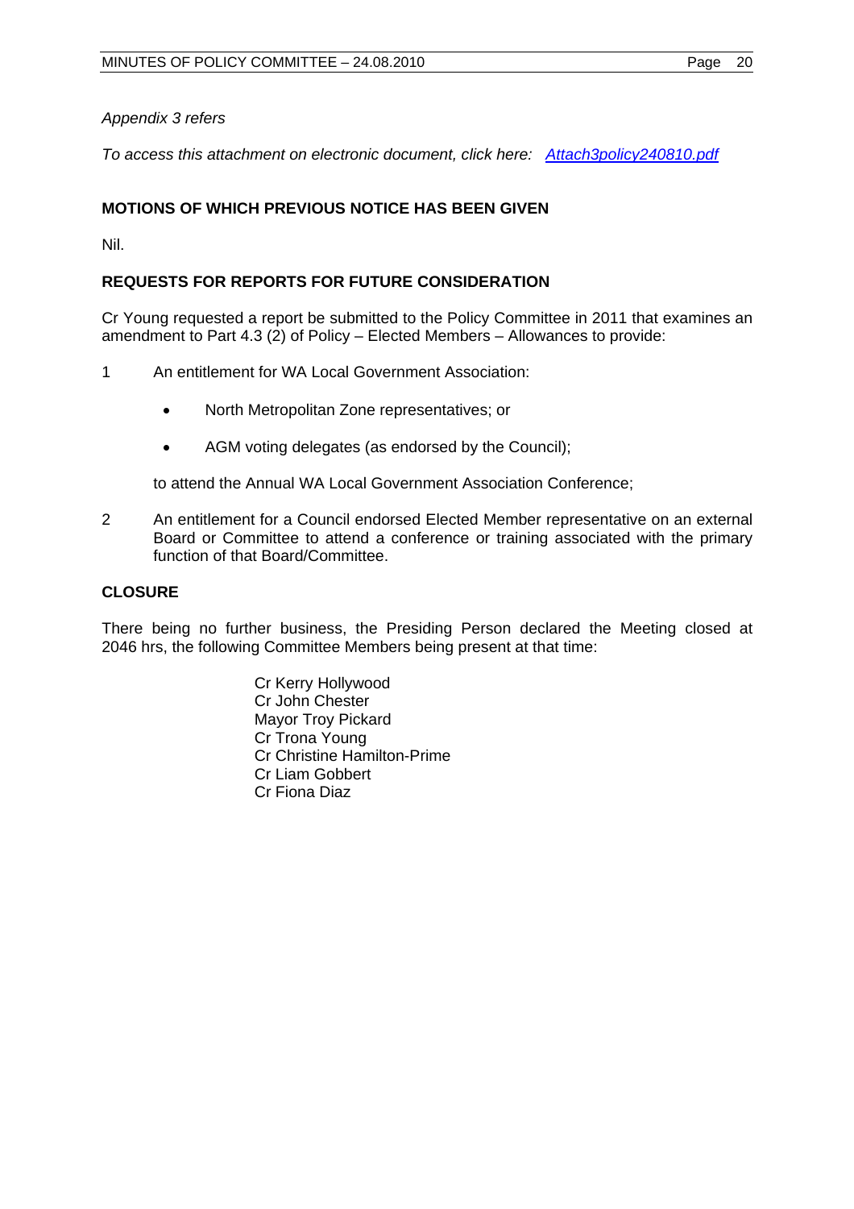*Appendix 3 refers*

*To access this attachment on electronic document, click here: [Attach3policy240810.pdf](Attach3policy240810.pdf)*

## MOTIONS OF WHICH PREVIOUS NOTICE HAS BEEN GIVEN

Nil.

## REQUESTS FOR REPORTS FOR FUTURE CONSIDERATION

Cr Young requested a report be submitted to the Policy Committee in 2011 that examines an amendment to Part 4.3 (2) of Policy – Elected Members – Allowances to provide:

1. An entitlement for WA Local Government Association:

    - North Metropolitan Zone representatives; or
    - AGM voting delegates (as endorsed by the Council);

    to attend the Annual WA Local Government Association Conference;

2. An entitlement for a Council endorsed Elected Member representative on an external Board or Committee to attend a conference or training associated with the primary function of that Board/Committee.

## CLOSURE

There being no further business, the Presiding Person declared the Meeting closed at 2046 hrs, the following Committee Members being present at that time:

Cr Kerry Hollywood
Cr John Chester
Mayor Troy Pickard
Cr Trona Young
Cr Christine Hamilton-Prime
Cr Liam Gobbert
Cr Fiona Diaz